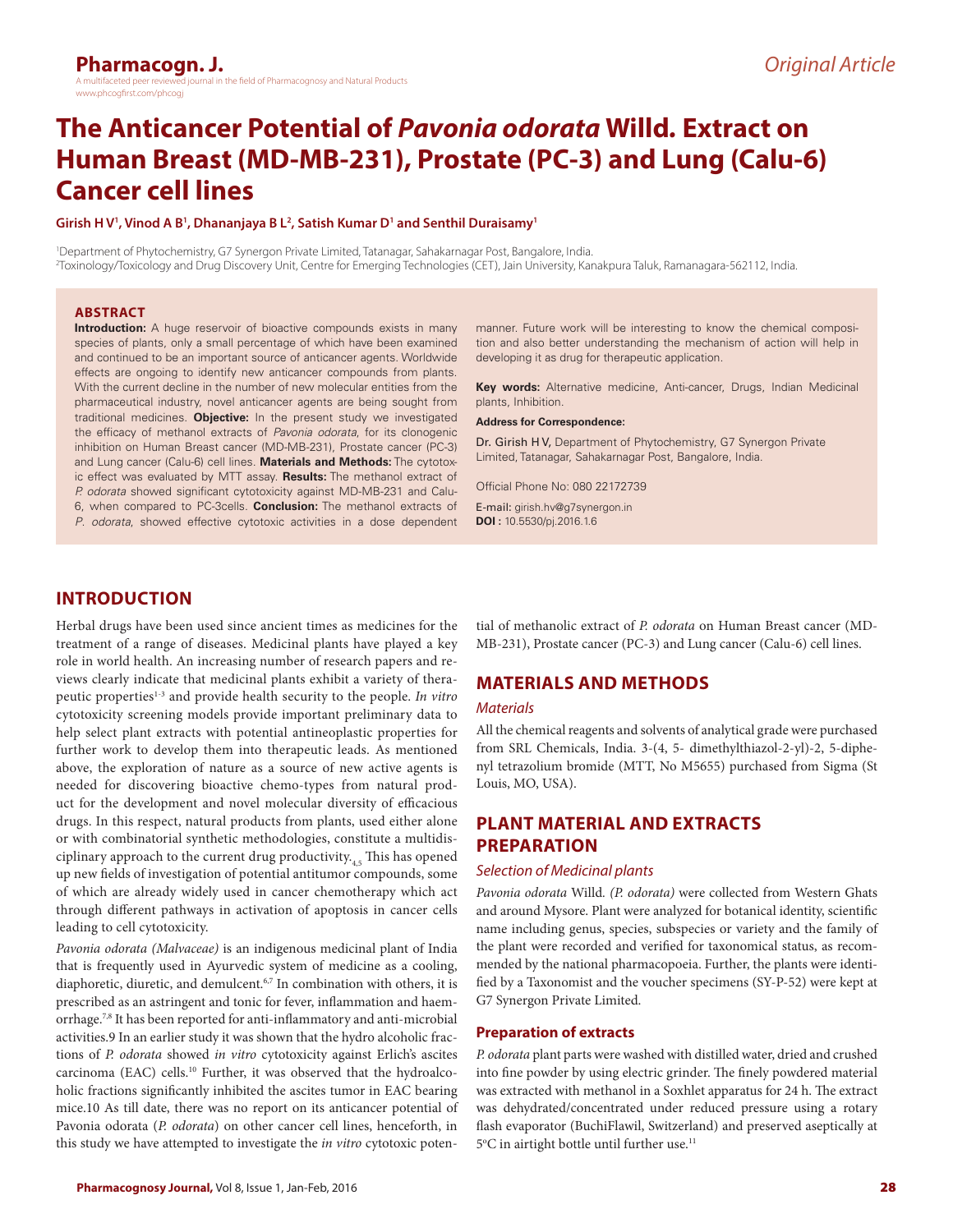# The Anticancer Potential of *Pavonia odorata* Willd. Extract on Human Breast (MD-MB-231), Prostate (PC-3) and Lung (Calu-6) Cancer cell lines

**Girish H V[1], Vinod A B[1], Dhananjaya B L[2], Satish Kumar D[1] and Senthil Duraisamy[1]**

[1]Department of Phytochemistry, G7 Synergon Private Limited, Tatanagar, Sahakarnagar Post, Bangalore, India.
[2]Toxinology/Toxicology and Drug Discovery Unit, Centre for Emerging Technologies (CET), Jain University, Kanakpura Taluk, Ramanagara-562112, India.

## ABSTRACT

**Introduction:** A huge reservoir of bioactive compounds exists in many species of plants, only a small percentage of which have been examined and continued to be an important source of anticancer agents. Worldwide effects are ongoing to identify new anticancer compounds from plants. With the current decline in the number of new molecular entities from the pharmaceutical industry, novel anticancer agents are being sought from traditional medicines. **Objective:** In the present study we investigated the efficacy of methanol extracts of *Pavonia odorata*, for its clonogenic inhibition on Human Breast cancer (MD-MB-231), Prostate cancer (PC-3) and Lung cancer (Calu-6) cell lines. **Materials and Methods:** The cytotoxic effect was evaluated by MTT assay. **Results:** The methanol extract of *P. odorata* showed significant cytotoxicity against MD-MB-231 and Calu-6, when compared to PC-3cells. **Conclusion:** The methanol extracts of *P. odorata*, showed effective cytotoxic activities in a dose dependent manner. Future work will be interesting to know the chemical composition and also better understanding the mechanism of action will help in developing it as drug for therapeutic application.

**Key words:** Alternative medicine, Anti-cancer, Drugs, Indian Medicinal plants, Inhibition.

**Address for Correspondence:**

Dr. Girish H V, Department of Phytochemistry, G7 Synergon Private Limited, Tatanagar, Sahakarnagar Post, Bangalore, India.

Official Phone No: 080 22172739

E-mail: girish.hv@g7synergon.in
**DOI :** 10.5530/pj.2016.1.6

## INTRODUCTION

Herbal drugs have been used since ancient times as medicines for the treatment of a range of diseases. Medicinal plants have played a key role in world health. An increasing number of research papers and reviews clearly indicate that medicinal plants exhibit a variety of therapeutic properties[1-3] and provide health security to the people. *In vitro* cytotoxicity screening models provide important preliminary data to help select plant extracts with potential antineoplastic properties for further work to develop them into therapeutic leads. As mentioned above, the exploration of nature as a source of new active agents is needed for discovering bioactive chemo-types from natural product for the development and novel molecular diversity of efficacious drugs. In this respect, natural products from plants, used either alone or with combinatorial synthetic methodologies, constitute a multidisciplinary approach to the current drug productivity.[4,5] This has opened up new fields of investigation of potential antitumor compounds, some of which are already widely used in cancer chemotherapy which act through different pathways in activation of apoptosis in cancer cells leading to cell cytotoxicity.

*Pavonia odorata (Malvaceae)* is an indigenous medicinal plant of India that is frequently used in Ayurvedic system of medicine as a cooling, diaphoretic, diuretic, and demulcent.[6,7] In combination with others, it is prescribed as an astringent and tonic for fever, inflammation and haemorrhage.[7,8] It has been reported for anti-inflammatory and anti-microbial activities.9 In an earlier study it was shown that the hydro alcoholic fractions of *P. odorata* showed *in vitro* cytotoxicity against Erlich's ascites carcinoma (EAC) cells.[10] Further, it was observed that the hydroalcoholic fractions significantly inhibited the ascites tumor in EAC bearing mice.10 As till date, there was no report on its anticancer potential of Pavonia odorata (*P. odorata*) on other cancer cell lines, henceforth, in this study we have attempted to investigate the *in vitro* cytotoxic potential of methanolic extract of *P. odorata* on Human Breast cancer (MD-MB-231), Prostate cancer (PC-3) and Lung cancer (Calu-6) cell lines.

## MATERIALS AND METHODS

### Materials

All the chemical reagents and solvents of analytical grade were purchased from SRL Chemicals, India. 3-(4, 5- dimethylthiazol-2-yl)-2, 5-diphenyl tetrazolium bromide (MTT, No M5655) purchased from Sigma (St Louis, MO, USA).

## PLANT MATERIAL AND EXTRACTS PREPARATION

### Selection of Medicinal plants

*Pavonia odorata* Willd. *(P. odorata)* were collected from Western Ghats and around Mysore. Plant were analyzed for botanical identity, scientific name including genus, species, subspecies or variety and the family of the plant were recorded and verified for taxonomical status, as recommended by the national pharmacopoeia. Further, the plants were identified by a Taxonomist and the voucher specimens (SY-P-52) were kept at G7 Synergon Private Limited.

### Preparation of extracts

*P. odorata* plant parts were washed with distilled water, dried and crushed into fine powder by using electric grinder. The finely powdered material was extracted with methanol in a Soxhlet apparatus for 24 h. The extract was dehydrated/concentrated under reduced pressure using a rotary flash evaporator (BuchiFlawil, Switzerland) and preserved aseptically at 5°C in airtight bottle until further use.[11]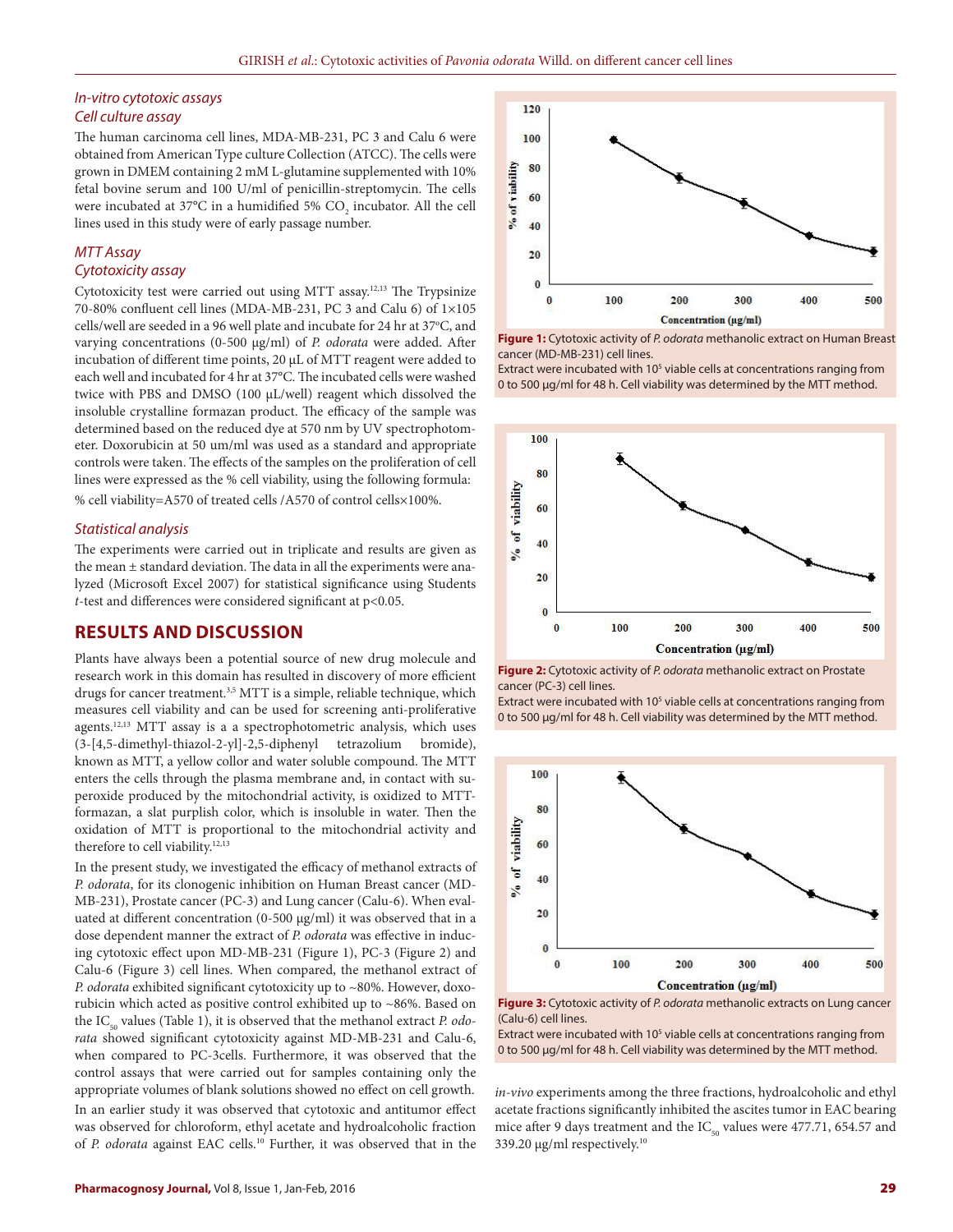### *In-vitro cytotoxic assays*

### *Cell culture assay*

The human carcinoma cell lines, MDA-MB-231, PC 3 and Calu 6 were obtained from American Type culture Collection (ATCC). The cells were grown in DMEM containing 2 mM L-glutamine supplemented with 10% fetal bovine serum and 100 U/ml of penicillin-streptomycin. The cells were incubated at 37°C in a humidified 5% $CO_2$ incubator. All the cell lines used in this study were of early passage number.

### *MTT Assay*

### *Cytotoxicity assay*

Cytotoxicity test were carried out using MTT assay.[12,13] The Trypsinize 70-80% confluent cell lines (MDA-MB-231, PC 3 and Calu 6) of 1×105 cells/well are seeded in a 96 well plate and incubate for 24 hr at 37°C, and varying concentrations (0-500 µg/ml) of *P. odorata* were added. After incubation of different time points, 20 µL of MTT reagent were added to each well and incubated for 4 hr at 37°C. The incubated cells were washed twice with PBS and DMSO (100 µL/well) reagent which dissolved the insoluble crystalline formazan product. The efficacy of the sample was determined based on the reduced dye at 570 nm by UV spectrophotometer. Doxorubicin at 50 um/ml was used as a standard and appropriate controls were taken. The effects of the samples on the proliferation of cell lines were expressed as the % cell viability, using the following formula:

% cell viability=A570 of treated cells /A570 of control cells×100%.

### *Statistical analysis*

The experiments were carried out in triplicate and results are given as the mean ± standard deviation. The data in all the experiments were analyzed (Microsoft Excel 2007) for statistical significance using Students *t*-test and differences were considered significant at $p<0.05$.

## RESULTS AND DISCUSSION

Plants have always been a potential source of new drug molecule and research work in this domain has resulted in discovery of more efficient drugs for cancer treatment.[3,5] MTT is a simple, reliable technique, which measures cell viability and can be used for screening anti-proliferative agents.[12,13] MTT assay is a a spectrophotometric analysis, which uses (3-[4,5-dimethyl-thiazol-2-yl]-2,5-diphenyl tetrazolium bromide), known as MTT, a yellow collor and water soluble compound. The MTT enters the cells through the plasma membrane and, in contact with superoxide produced by the mitochondrial activity, is oxidized to MTT-formazan, a slat purplish color, which is insoluble in water. Then the oxidation of MTT is proportional to the mitochondrial activity and therefore to cell viability.[12,13]

In the present study, we investigated the efficacy of methanol extracts of *P. odorata*, for its clonogenic inhibition on Human Breast cancer (MD-MB-231), Prostate cancer (PC-3) and Lung cancer (Calu-6). When evaluated at different concentration (0-500 µg/ml) it was observed that in a dose dependent manner the extract of *P. odorata* was effective in inducing cytotoxic effect upon MD-MB-231 (Figure 1), PC-3 (Figure 2) and Calu-6 (Figure 3) cell lines. When compared, the methanol extract of *P. odorata* exhibited significant cytotoxicity up to ~80%. However, doxorubicin which acted as positive control exhibited up to ~86%. Based on the $IC_{50}$ values (Table 1), it is observed that the methanol extract *P. odorata* showed significant cytotoxicity against MD-MB-231 and Calu-6, when compared to PC-3cells. Furthermore, it was observed that the control assays that were carried out for samples containing only the appropriate volumes of blank solutions showed no effect on cell growth.

In an earlier study it was observed that cytotoxic and antitumor effect was observed for chloroform, ethyl acetate and hydroalcoholic fraction of *P. odorata* against EAC cells.[10] Further, it was observed that in the *in-vivo* experiments among the three fractions, hydroalcoholic and ethyl acetate fractions significantly inhibited the ascites tumor in EAC bearing mice after 9 days treatment and the $IC_{50}$ values were 477.71, 654.57 and 339.20 µg/ml respectively.[10]

**Figure 1:** Cytotoxic activity of *P. odorata* methanolic extract on Human Breast cancer (MD-MB-231) cell lines.
Extract were incubated with $10^5$ viable cells at concentrations ranging from 0 to 500 µg/ml for 48 h. Cell viability was determined by the MTT method.

**Figure 2:** Cytotoxic activity of *P. odorata* methanolic extract on Prostate cancer (PC-3) cell lines.
Extract were incubated with $10^5$ viable cells at concentrations ranging from 0 to 500 µg/ml for 48 h. Cell viability was determined by the MTT method.

**Figure 3:** Cytotoxic activity of *P. odorata* methanolic extracts on Lung cancer (Calu-6) cell lines.
Extract were incubated with $10^5$ viable cells at concentrations ranging from 0 to 500 µg/ml for 48 h. Cell viability was determined by the MTT method.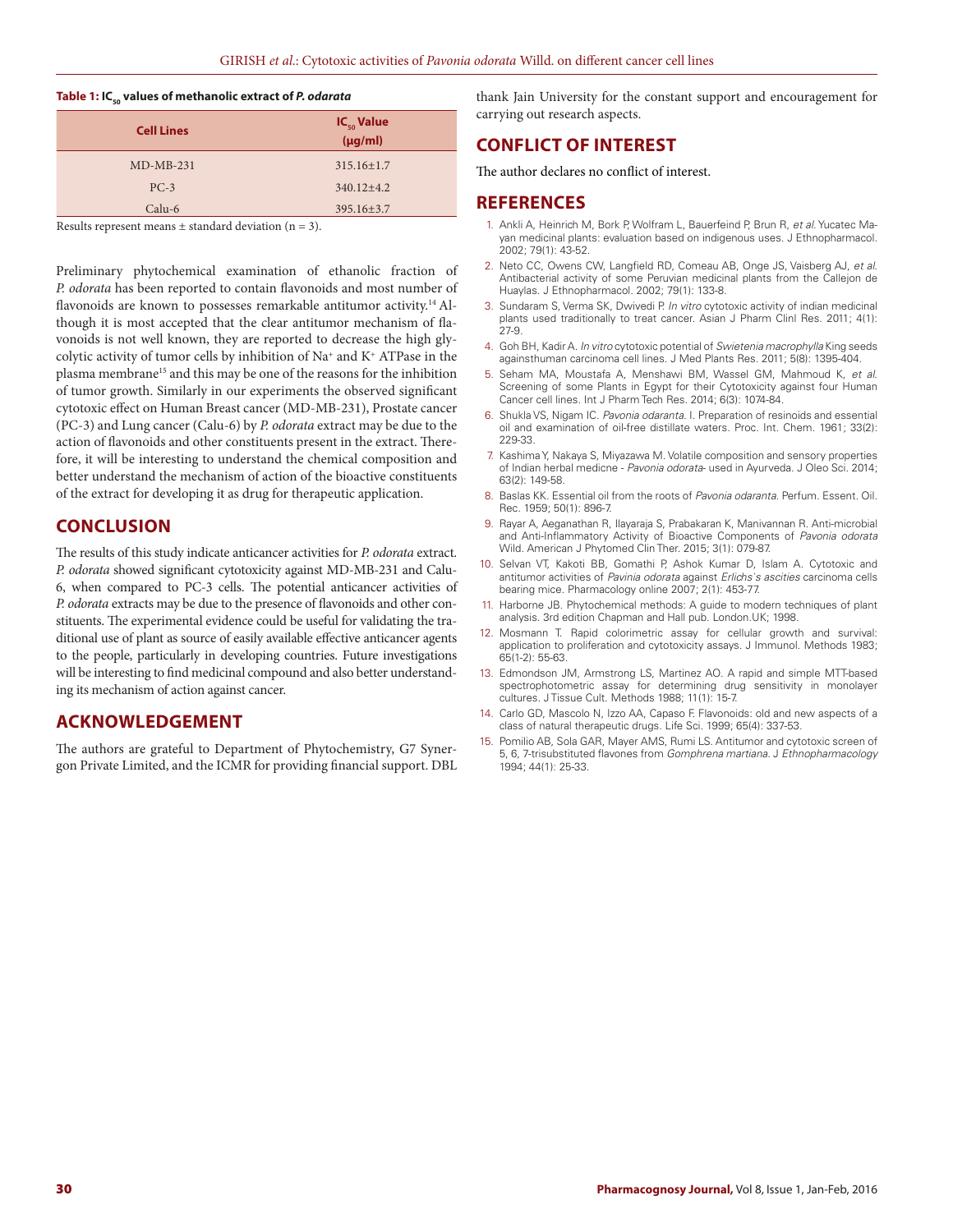**Table 1: $IC_{50}$ values of methanolic extract of *P. odarata***

| Cell Lines | $IC_{50}$ Value (μg/ml) |
|---|---|
| MD-MB-231 | 315.16±1.7 |
| PC-3 | 340.12±4.2 |
| Calu-6 | 395.16±3.7 |

Results represent means ± standard deviation (n = 3).

Preliminary phytochemical examination of ethanolic fraction of *P. odorata* has been reported to contain flavonoids and most number of flavonoids are known to possesses remarkable antitumor activity.[14] Although it is most accepted that the clear antitumor mechanism of flavonoids is not well known, they are reported to decrease the high glycolytic activity of tumor cells by inhibition of $Na^+$ and $K^+$ ATPase in the plasma membrane[15] and this may be one of the reasons for the inhibition of tumor growth. Similarly in our experiments the observed significant cytotoxic effect on Human Breast cancer (MD-MB-231), Prostate cancer (PC-3) and Lung cancer (Calu-6) by *P. odorata* extract may be due to the action of flavonoids and other constituents present in the extract. Therefore, it will be interesting to understand the chemical composition and better understand the mechanism of action of the bioactive constituents of the extract for developing it as drug for therapeutic application.

## CONCLUSION

The results of this study indicate anticancer activities for *P. odorata* extract. *P. odorata* showed significant cytotoxicity against MD-MB-231 and Calu-6, when compared to PC-3 cells. The potential anticancer activities of *P. odorata* extracts may be due to the presence of flavonoids and other constituents. The experimental evidence could be useful for validating the traditional use of plant as source of easily available effective anticancer agents to the people, particularly in developing countries. Future investigations will be interesting to find medicinal compound and also better understanding its mechanism of action against cancer.

## ACKNOWLEDGEMENT

The authors are grateful to Department of Phytochemistry, G7 Synergon Private Limited, and the ICMR for providing financial support. DBL thank Jain University for the constant support and encouragement for carrying out research aspects.

## CONFLICT OF INTEREST

The author declares no conflict of interest.

## REFERENCES

1. Ankli A, Heinrich M, Bork P, Wolfram L, Bauerfeind P, Brun R, *et al.* Yucatec Mayan medicinal plants: evaluation based on indigenous uses. J Ethnopharmacol. 2002; 79(1): 43-52.
2. Neto CC, Owens CW, Langfield RD, Comeau AB, Onge JS, Vaisberg AJ, *et al.* Antibacterial activity of some Peruvian medicinal plants from the Callejon de Huaylas. J Ethnopharmacol. 2002; 79(1): 133-8.
3. Sundaram S, Verma SK, Dwivedi P. *In vitro* cytotoxic activity of indian medicinal plants used traditionally to treat cancer. Asian J Pharm Clinl Res. 2011; 4(1): 27-9.
4. Goh BH, Kadir A. *In vitro* cytotoxic potential of *Swietenia macrophylla* King seeds againsthuman carcinoma cell lines. J Med Plants Res. 2011; 5(8): 1395-404.
5. Seham MA, Moustafa A, Menshawi BM, Wassel GM, Mahmoud K, *et al.* Screening of some Plants in Egypt for their Cytotoxicity against four Human Cancer cell lines. Int J Pharm Tech Res. 2014; 6(3): 1074-84.
6. Shukla VS, Nigam IC. *Pavonia odaranta.* I. Preparation of resinoids and essential oil and examination of oil-free distillate waters. Proc. Int. Chem. 1961; 33(2): 229-33.
7. Kashima Y, Nakaya S, Miyazawa M. Volatile composition and sensory properties of Indian herbal medicne - *Pavonia odorata*- used in Ayurveda. J Oleo Sci. 2014; 63(2): 149-58.
8. Baslas KK. Essential oil from the roots of *Pavonia odaranta.* Perfum. Essent. Oil. Rec. 1959; 50(1): 896-7.
9. Rayar A, Aeganathan R, Ilayaraja S, Prabakaran K, Manivannan R. Anti-microbial and Anti-Inflammatory Activity of Bioactive Components of *Pavonia odorata* Wild. American J Phytomed Clin Ther. 2015; 3(1): 079-87.
10. Selvan VT, Kakoti BB, Gomathi P, Ashok Kumar D, Islam A. Cytotoxic and antitumor activities of *Pavinia odorata* against *Erlichs`s ascities* carcinoma cells bearing mice. Pharmacology online 2007; 2(1): 453-77.
11. Harborne JB. Phytochemical methods: A guide to modern techniques of plant analysis. 3rd edition Chapman and Hall pub. London.UK; 1998.
12. Mosmann T. Rapid colorimetric assay for cellular growth and survival: application to proliferation and cytotoxicity assays. J Immunol. Methods 1983; 65(1-2): 55-63.
13. Edmondson JM, Armstrong LS, Martinez AO. A rapid and simple MTT-based spectrophotometric assay for determining drug sensitivity in monolayer cultures. J Tissue Cult. Methods 1988; 11(1): 15-7.
14. Carlo GD, Mascolo N, Izzo AA, Capaso F. Flavonoids: old and new aspects of a class of natural therapeutic drugs. Life Sci. 1999; 65(4): 337-53.
15. Pomilio AB, Sola GAR, Mayer AMS, Rumi LS. Antitumor and cytotoxic screen of 5, 6, 7-trisubstituted flavones from *Gomphrena martiana.* *J Ethnopharmacology* 1994; 44(1): 25-33.